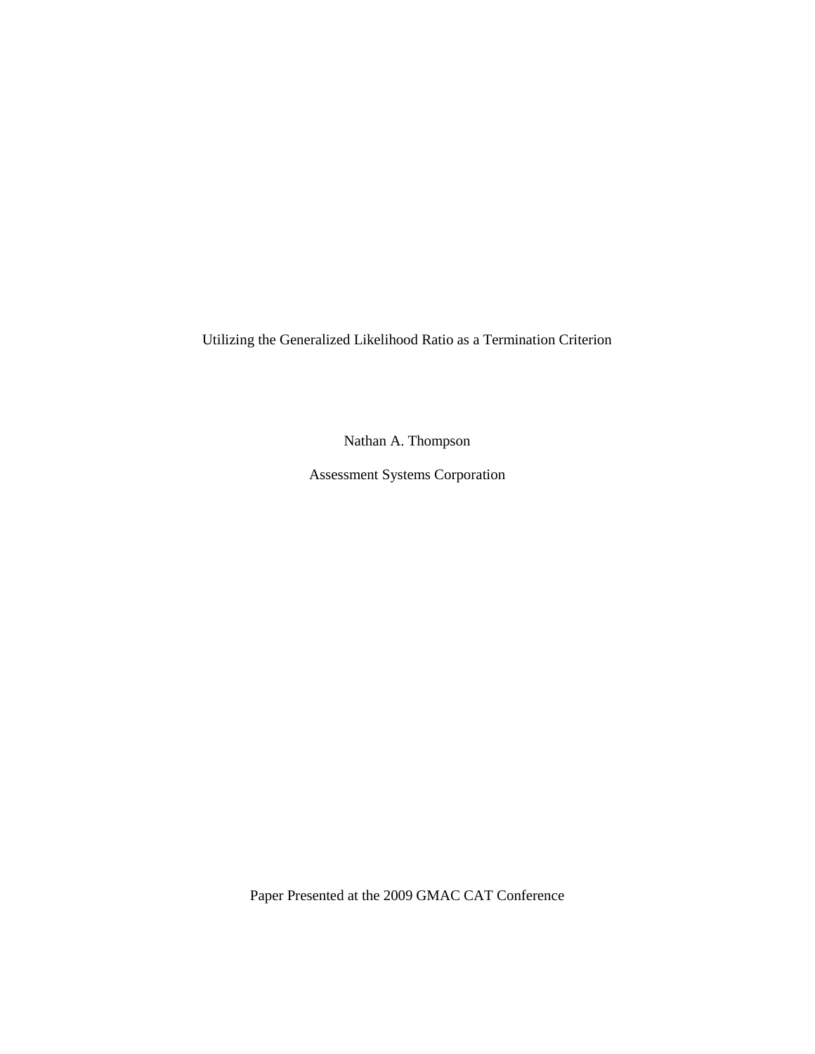# Utilizing the Generalized Likelihood Ratio as a Termination Criterion

Nathan A. Thompson

Assessment Systems Corporation

Paper Presented at the 2009 GMAC CAT Conference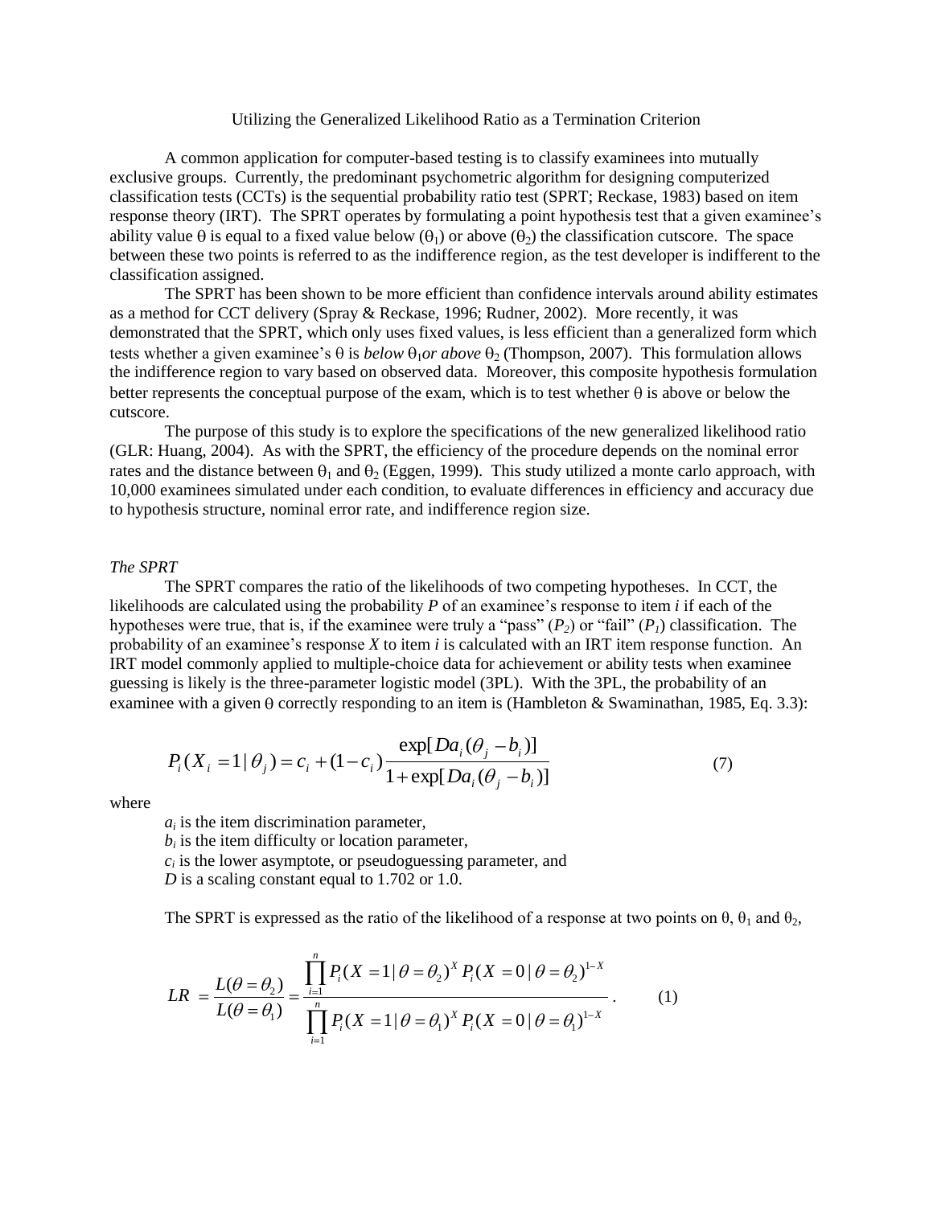Utilizing the Generalized Likelihood Ratio as a Termination Criterion

A common application for computer-based testing is to classify examinees into mutually exclusive groups. Currently, the predominant psychometric algorithm for designing computerized classification tests (CCTs) is the sequential probability ratio test (SPRT; Reckase, 1983) based on item response theory (IRT). The SPRT operates by formulating a point hypothesis test that a given examinee's ability value $\theta$ is equal to a fixed value below ($\theta_1$) or above ($\theta_2$) the classification cutscore. The space between these two points is referred to as the indifference region, as the test developer is indifferent to the classification assigned.

The SPRT has been shown to be more efficient than confidence intervals around ability estimates as a method for CCT delivery (Spray & Reckase, 1996; Rudner, 2002). More recently, it was demonstrated that the SPRT, which only uses fixed values, is less efficient than a generalized form which tests whether a given examinee's $\theta$ is *below* $\theta_1$ *or above* $\theta_2$ (Thompson, 2007). This formulation allows the indifference region to vary based on observed data. Moreover, this composite hypothesis formulation better represents the conceptual purpose of the exam, which is to test whether $\theta$ is above or below the cutscore.

The purpose of this study is to explore the specifications of the new generalized likelihood ratio (GLR: Huang, 2004). As with the SPRT, the efficiency of the procedure depends on the nominal error rates and the distance between $\theta_1$ and $\theta_2$ (Eggen, 1999). This study utilized a monte carlo approach, with 10,000 examinees simulated under each condition, to evaluate differences in efficiency and accuracy due to hypothesis structure, nominal error rate, and indifference region size.

*The SPRT*

The SPRT compares the ratio of the likelihoods of two competing hypotheses. In CCT, the likelihoods are calculated using the probability *P* of an examinee's response to item *i* if each of the hypotheses were true, that is, if the examinee were truly a "pass" ($P_2$) or "fail" ($P_1$) classification. The probability of an examinee's response *X* to item *i* is calculated with an IRT item response function. An IRT model commonly applied to multiple-choice data for achievement or ability tests when examinee guessing is likely is the three-parameter logistic model (3PL). With the 3PL, the probability of an examinee with a given $\theta$ correctly responding to an item is (Hambleton & Swaminathan, 1985, Eq. 3.3):

$$P_i(X_i = 1 | \theta_j) = c_i + (1 - c_i)\frac{\exp[Da_i(\theta_j - b_i)]}{1 + \exp[Da_i(\theta_j - b_i)]} \tag{7}$$

where

$a_i$ is the item discrimination parameter,
$b_i$ is the item difficulty or location parameter,
$c_i$ is the lower asymptote, or pseudoguessing parameter, and
$D$ is a scaling constant equal to 1.702 or 1.0.

The SPRT is expressed as the ratio of the likelihood of a response at two points on $\theta$, $\theta_1$ and $\theta_2$,

$$LR = \frac{L(\theta = \theta_2)}{L(\theta = \theta_1)} = \frac{\prod_{i=1}^{n} P_i(X = 1 | \theta = \theta_2)^X P_i(X = 0 | \theta = \theta_2)^{1-X}}{\prod_{i=1}^{n} P_i(X = 1 | \theta = \theta_1)^X P_i(X = 0 | \theta = \theta_1)^{1-X}} . \tag{1}$$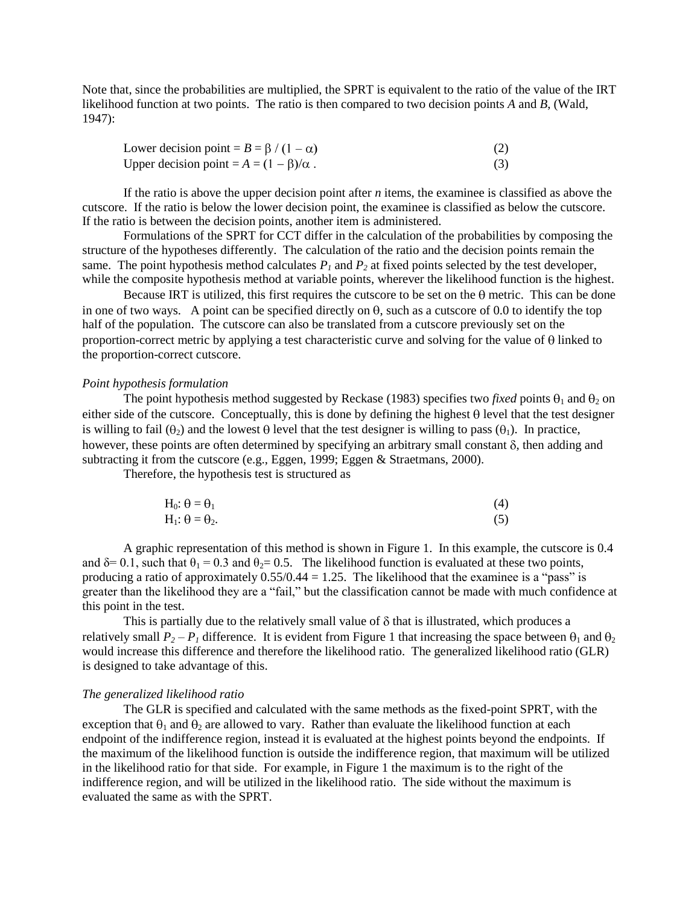Note that, since the probabilities are multiplied, the SPRT is equivalent to the ratio of the value of the IRT likelihood function at two points. The ratio is then compared to two decision points *A* and *B*, (Wald, 1947):

$$\text{Lower decision point} = B = \beta / (1 - \alpha) \tag{2}$$

$$\text{Upper decision point} = A = (1 - \beta)/\alpha \,. \tag{3}$$

If the ratio is above the upper decision point after *n* items, the examinee is classified as above the cutscore. If the ratio is below the lower decision point, the examinee is classified as below the cutscore. If the ratio is between the decision points, another item is administered.

Formulations of the SPRT for CCT differ in the calculation of the probabilities by composing the structure of the hypotheses differently. The calculation of the ratio and the decision points remain the same. The point hypothesis method calculates $P_1$ and $P_2$ at fixed points selected by the test developer, while the composite hypothesis method at variable points, wherever the likelihood function is the highest.

Because IRT is utilized, this first requires the cutscore to be set on the $\theta$ metric. This can be done in one of two ways. A point can be specified directly on $\theta$, such as a cutscore of 0.0 to identify the top half of the population. The cutscore can also be translated from a cutscore previously set on the proportion-correct metric by applying a test characteristic curve and solving for the value of $\theta$ linked to the proportion-correct cutscore.

*Point hypothesis formulation*

The point hypothesis method suggested by Reckase (1983) specifies two *fixed* points $\theta_1$ and $\theta_2$ on either side of the cutscore. Conceptually, this is done by defining the highest $\theta$ level that the test designer is willing to fail ($\theta_2$) and the lowest $\theta$ level that the test designer is willing to pass ($\theta_1$). In practice, however, these points are often determined by specifying an arbitrary small constant $\delta$, then adding and subtracting it from the cutscore (e.g., Eggen, 1999; Eggen & Straetmans, 2000).

Therefore, the hypothesis test is structured as

$$H_0\text{: } \theta = \theta_1 \tag{4}$$

$$H_1\text{: } \theta = \theta_2. \tag{5}$$

A graphic representation of this method is shown in Figure 1. In this example, the cutscore is 0.4 and $\delta$= 0.1, such that $\theta_1 = 0.3$ and $\theta_2$= 0.5. The likelihood function is evaluated at these two points, producing a ratio of approximately 0.55/0.44 = 1.25. The likelihood that the examinee is a "pass" is greater than the likelihood they are a "fail," but the classification cannot be made with much confidence at this point in the test.

This is partially due to the relatively small value of $\delta$ that is illustrated, which produces a relatively small $P_2 - P_1$ difference. It is evident from Figure 1 that increasing the space between $\theta_1$ and $\theta_2$ would increase this difference and therefore the likelihood ratio. The generalized likelihood ratio (GLR) is designed to take advantage of this.

*The generalized likelihood ratio*

The GLR is specified and calculated with the same methods as the fixed-point SPRT, with the exception that $\theta_1$ and $\theta_2$ are allowed to vary. Rather than evaluate the likelihood function at each endpoint of the indifference region, instead it is evaluated at the highest points beyond the endpoints. If the maximum of the likelihood function is outside the indifference region, that maximum will be utilized in the likelihood ratio for that side. For example, in Figure 1 the maximum is to the right of the indifference region, and will be utilized in the likelihood ratio. The side without the maximum is evaluated the same as with the SPRT.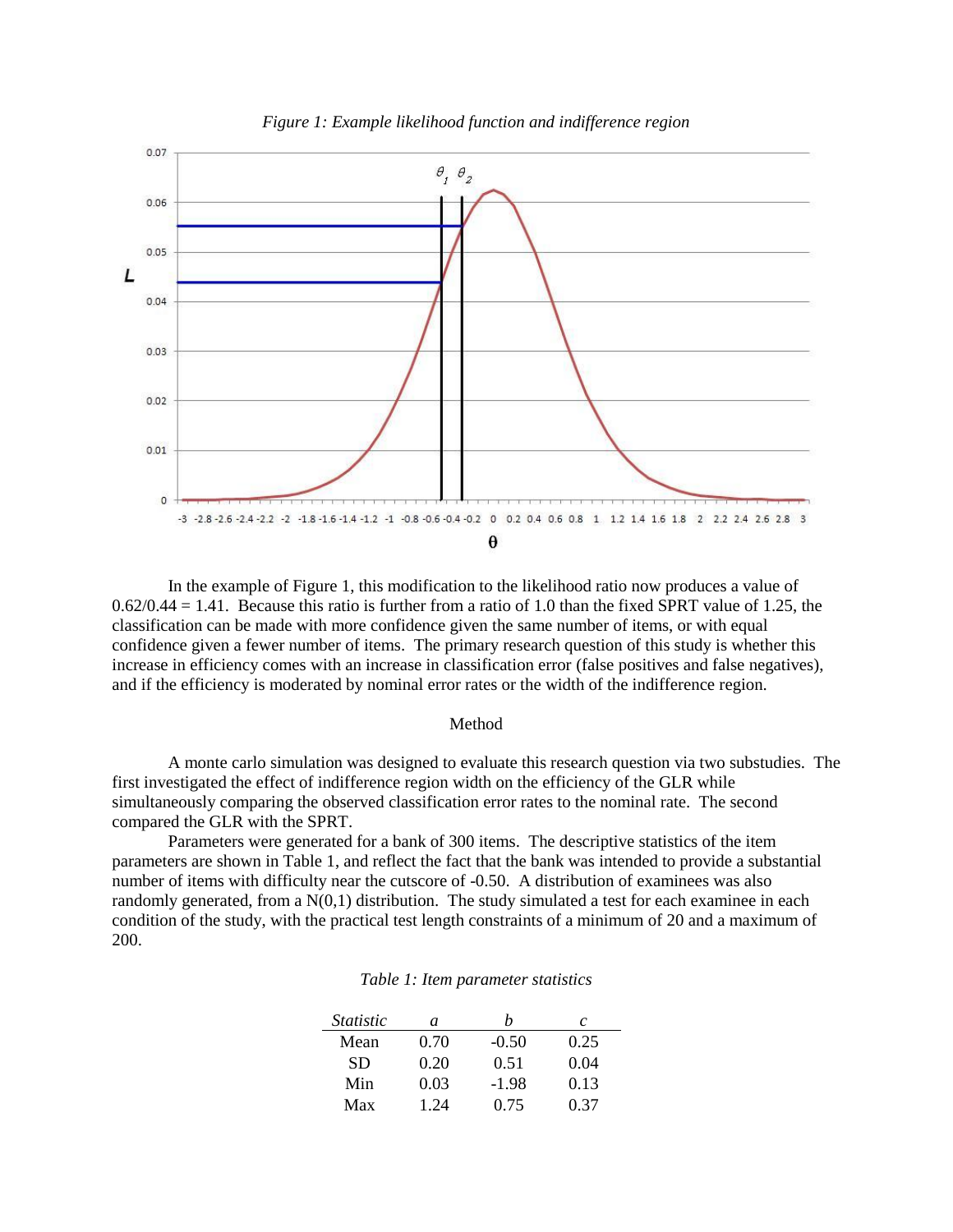*Figure 1: Example likelihood function and indifference region*

In the example of Figure 1, this modification to the likelihood ratio now produces a value of 0.62/0.44 = 1.41. Because this ratio is further from a ratio of 1.0 than the fixed SPRT value of 1.25, the classification can be made with more confidence given the same number of items, or with equal confidence given a fewer number of items. The primary research question of this study is whether this increase in efficiency comes with an increase in classification error (false positives and false negatives), and if the efficiency is moderated by nominal error rates or the width of the indifference region.

## Method

A monte carlo simulation was designed to evaluate this research question via two substudies. The first investigated the effect of indifference region width on the efficiency of the GLR while simultaneously comparing the observed classification error rates to the nominal rate. The second compared the GLR with the SPRT.

Parameters were generated for a bank of 300 items. The descriptive statistics of the item parameters are shown in Table 1, and reflect the fact that the bank was intended to provide a substantial number of items with difficulty near the cutscore of -0.50. A distribution of examinees was also randomly generated, from a N(0,1) distribution. The study simulated a test for each examinee in each condition of the study, with the practical test length constraints of a minimum of 20 and a maximum of 200.

*Table 1: Item parameter statistics*

| *Statistic* | *a* | *b* | *c* |
|---|---|---|---|
| Mean | 0.70 | -0.50 | 0.25 |
| SD | 0.20 | 0.51 | 0.04 |
| Min | 0.03 | -1.98 | 0.13 |
| Max | 1.24 | 0.75 | 0.37 |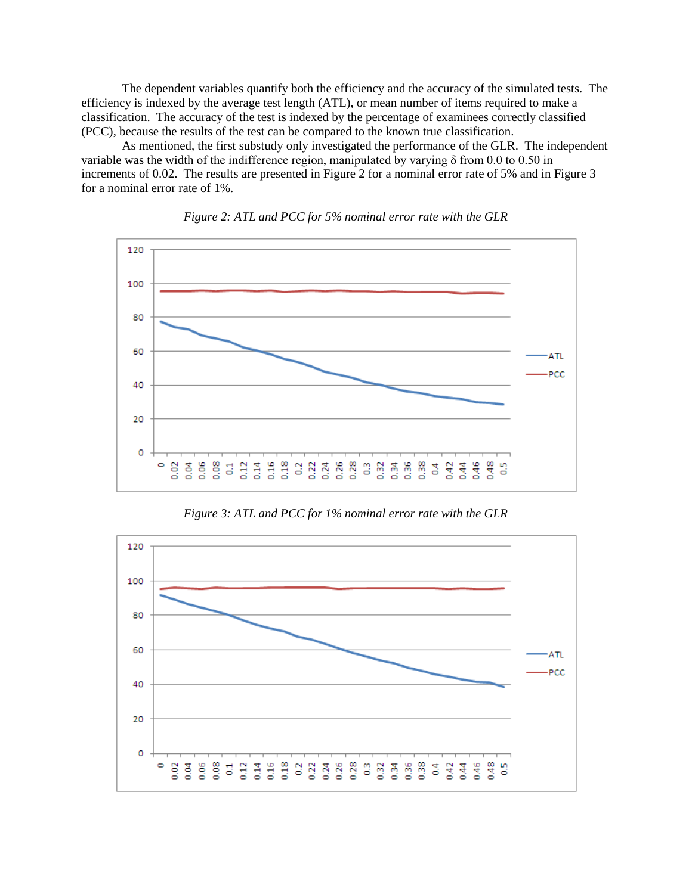The dependent variables quantify both the efficiency and the accuracy of the simulated tests. The efficiency is indexed by the average test length (ATL), or mean number of items required to make a classification. The accuracy of the test is indexed by the percentage of examinees correctly classified (PCC), because the results of the test can be compared to the known true classification.

As mentioned, the first substudy only investigated the performance of the GLR. The independent variable was the width of the indifference region, manipulated by varying δ from 0.0 to 0.50 in increments of 0.02. The results are presented in Figure 2 for a nominal error rate of 5% and in Figure 3 for a nominal error rate of 1%.

*Figure 2: ATL and PCC for 5% nominal error rate with the GLR*

*Figure 3: ATL and PCC for 1% nominal error rate with the GLR*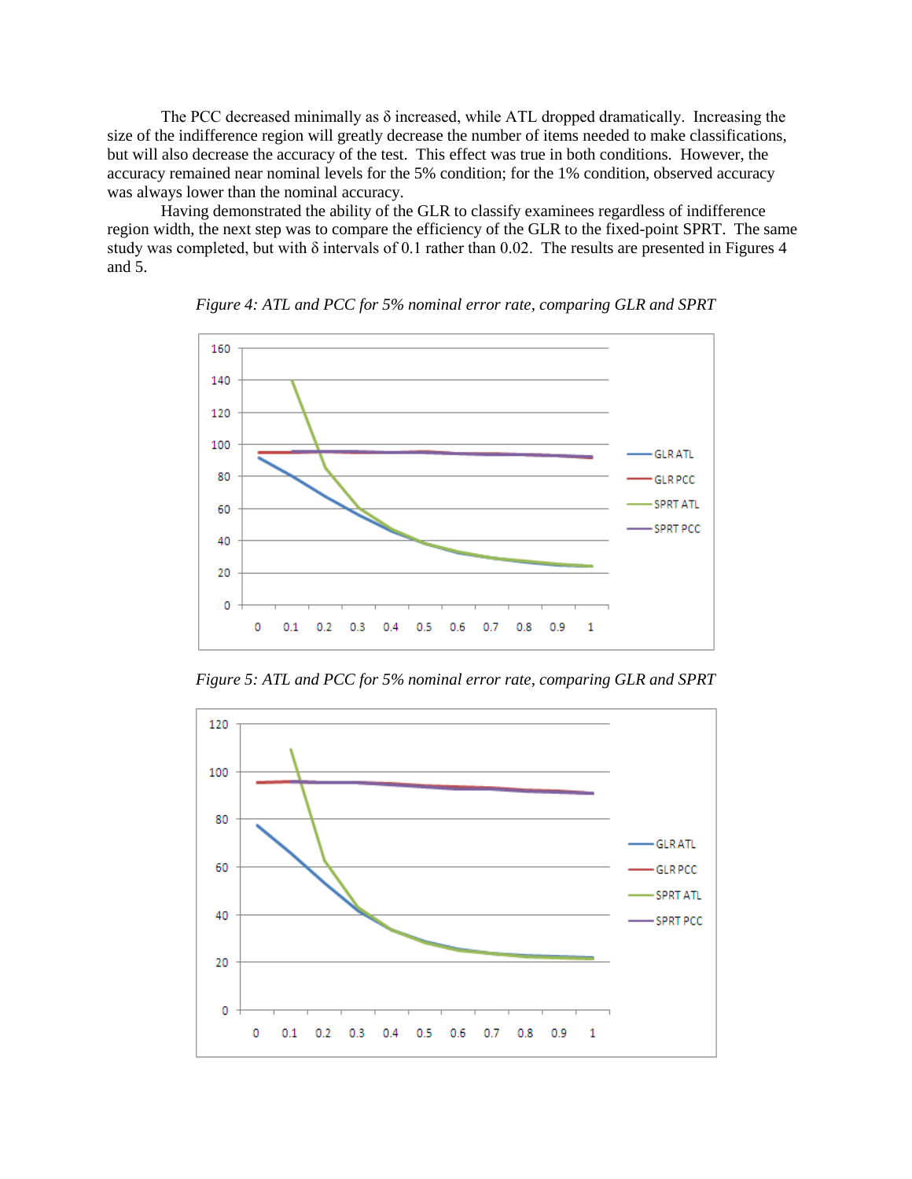The PCC decreased minimally as δ increased, while ATL dropped dramatically. Increasing the size of the indifference region will greatly decrease the number of items needed to make classifications, but will also decrease the accuracy of the test. This effect was true in both conditions. However, the accuracy remained near nominal levels for the 5% condition; for the 1% condition, observed accuracy was always lower than the nominal accuracy.

Having demonstrated the ability of the GLR to classify examinees regardless of indifference region width, the next step was to compare the efficiency of the GLR to the fixed-point SPRT. The same study was completed, but with δ intervals of 0.1 rather than 0.02. The results are presented in Figures 4 and 5.

*Figure 4: ATL and PCC for 5% nominal error rate, comparing GLR and SPRT*

*Figure 5: ATL and PCC for 5% nominal error rate, comparing GLR and SPRT*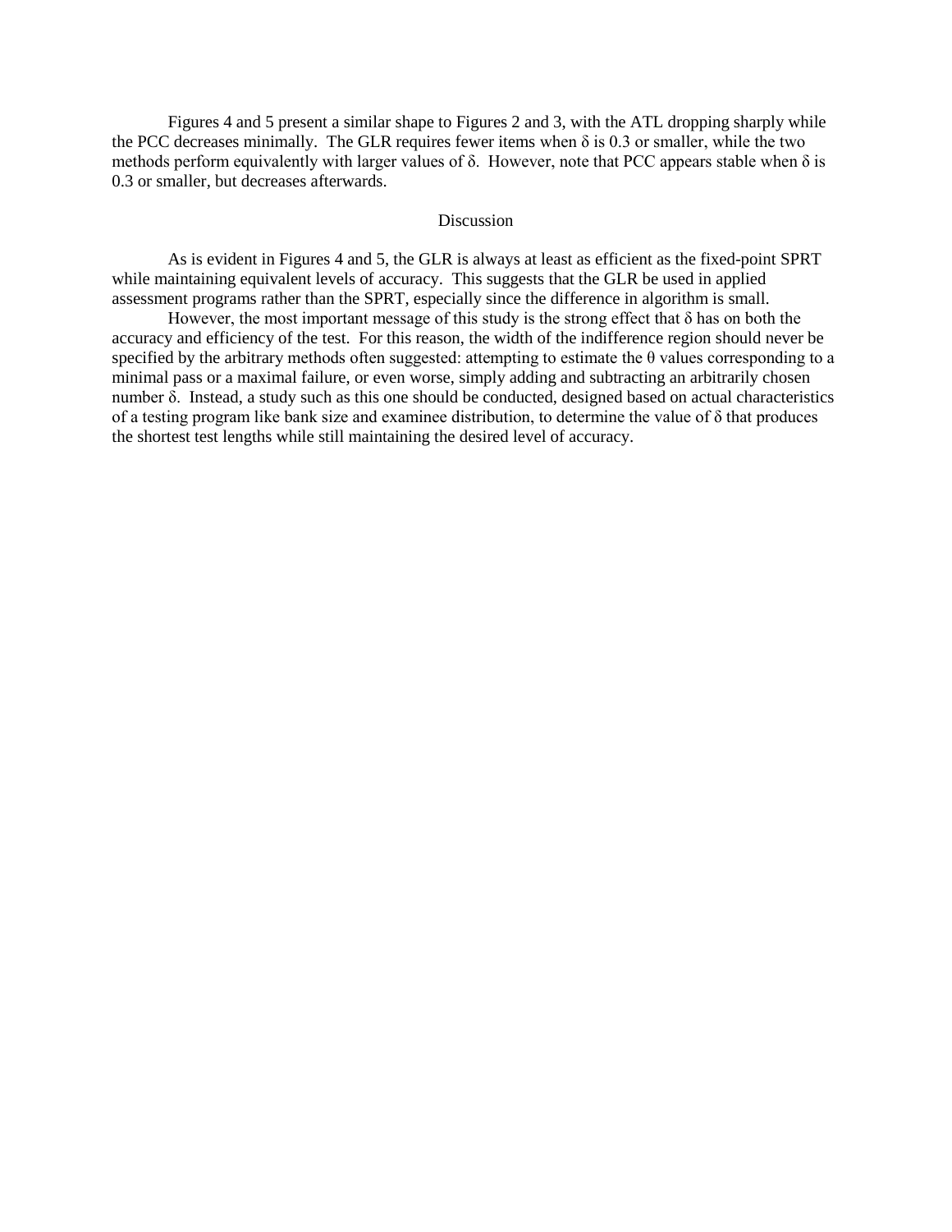Figures 4 and 5 present a similar shape to Figures 2 and 3, with the ATL dropping sharply while the PCC decreases minimally. The GLR requires fewer items when $\delta$ is 0.3 or smaller, while the two methods perform equivalently with larger values of $\delta$. However, note that PCC appears stable when $\delta$ is 0.3 or smaller, but decreases afterwards.

## Discussion

As is evident in Figures 4 and 5, the GLR is always at least as efficient as the fixed-point SPRT while maintaining equivalent levels of accuracy. This suggests that the GLR be used in applied assessment programs rather than the SPRT, especially since the difference in algorithm is small.

However, the most important message of this study is the strong effect that $\delta$ has on both the accuracy and efficiency of the test. For this reason, the width of the indifference region should never be specified by the arbitrary methods often suggested: attempting to estimate the $\theta$ values corresponding to a minimal pass or a maximal failure, or even worse, simply adding and subtracting an arbitrarily chosen number $\delta$. Instead, a study such as this one should be conducted, designed based on actual characteristics of a testing program like bank size and examinee distribution, to determine the value of $\delta$ that produces the shortest test lengths while still maintaining the desired level of accuracy.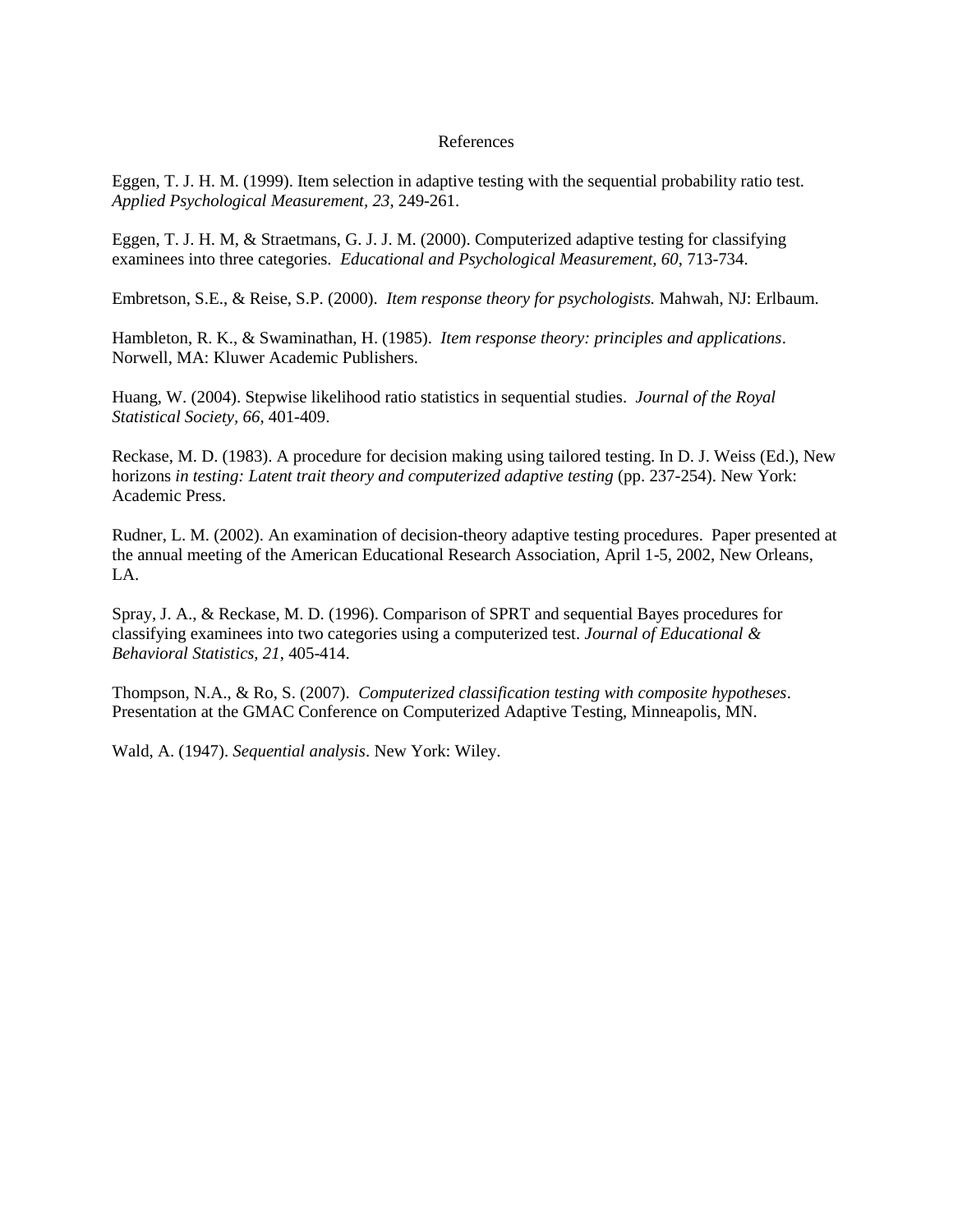# References

Eggen, T. J. H. M. (1999). Item selection in adaptive testing with the sequential probability ratio test. *Applied Psychological Measurement, 23*, 249-261.

Eggen, T. J. H. M, & Straetmans, G. J. J. M. (2000). Computerized adaptive testing for classifying examinees into three categories. *Educational and Psychological Measurement, 60*, 713-734.

Embretson, S.E., & Reise, S.P. (2000). *Item response theory for psychologists.* Mahwah, NJ: Erlbaum.

Hambleton, R. K., & Swaminathan, H. (1985). *Item response theory: principles and applications*. Norwell, MA: Kluwer Academic Publishers.

Huang, W. (2004). Stepwise likelihood ratio statistics in sequential studies. *Journal of the Royal Statistical Society, 66*, 401-409.

Reckase, M. D. (1983). A procedure for decision making using tailored testing. In D. J. Weiss (Ed.), New horizons *in testing: Latent trait theory and computerized adaptive testing* (pp. 237-254). New York: Academic Press.

Rudner, L. M. (2002). An examination of decision-theory adaptive testing procedures. Paper presented at the annual meeting of the American Educational Research Association, April 1-5, 2002, New Orleans, LA.

Spray, J. A., & Reckase, M. D. (1996). Comparison of SPRT and sequential Bayes procedures for classifying examinees into two categories using a computerized test. *Journal of Educational & Behavioral Statistics, 21*, 405-414.

Thompson, N.A., & Ro, S. (2007). *Computerized classification testing with composite hypotheses*. Presentation at the GMAC Conference on Computerized Adaptive Testing, Minneapolis, MN.

Wald, A. (1947). *Sequential analysis*. New York: Wiley.